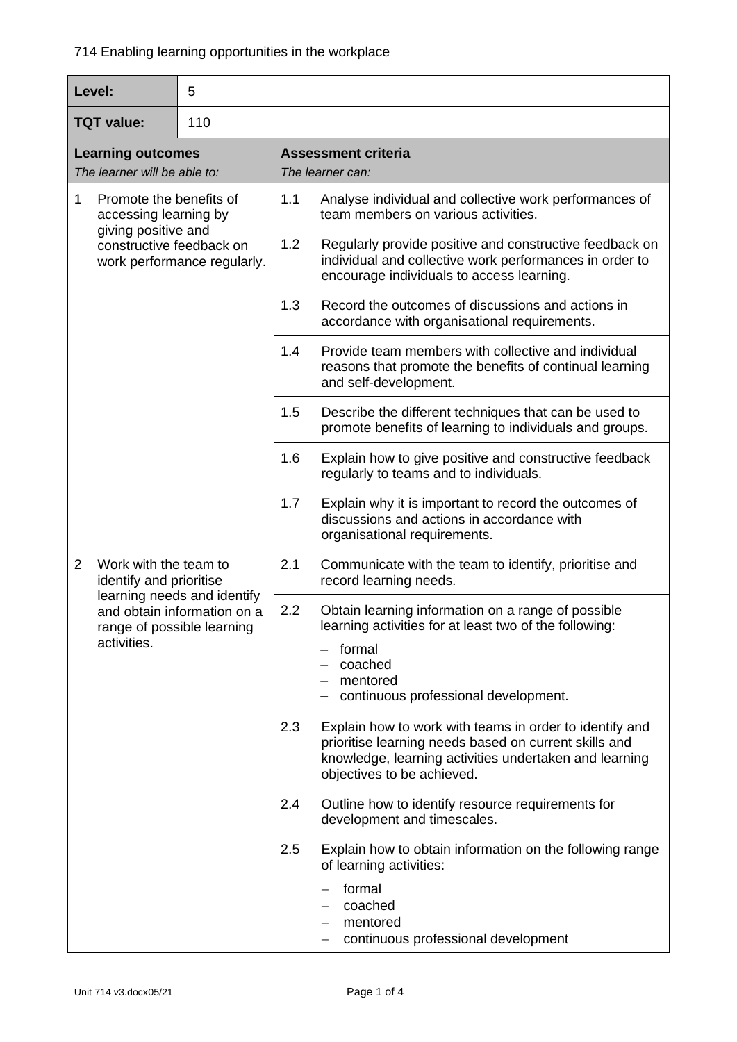# 714 Enabling learning opportunities in the workplace

| **Level:** | 5 |
|---|---|
| **TQT value:** | 110 |

| **Learning outcomes**<br>*The learner will be able to:* | **Assessment criteria**<br>*The learner can:* |
|---|---|
| 1 Promote the benefits of accessing learning by giving positive and constructive feedback on work performance regularly. | 1.1 Analyse individual and collective work performances of team members on various activities. |
| | 1.2 Regularly provide positive and constructive feedback on individual and collective work performances in order to encourage individuals to access learning. |
| | 1.3 Record the outcomes of discussions and actions in accordance with organisational requirements. |
| | 1.4 Provide team members with collective and individual reasons that promote the benefits of continual learning and self-development. |
| | 1.5 Describe the different techniques that can be used to promote benefits of learning to individuals and groups. |
| | 1.6 Explain how to give positive and constructive feedback regularly to teams and to individuals. |
| | 1.7 Explain why it is important to record the outcomes of discussions and actions in accordance with organisational requirements. |
| 2 Work with the team to identify and prioritise learning needs and identify and obtain information on a range of possible learning activities. | 2.1 Communicate with the team to identify, prioritise and record learning needs. |
| | 2.2 Obtain learning information on a range of possible learning activities for at least two of the following:<br>– formal<br>– coached<br>– mentored<br>– continuous professional development. |
| | 2.3 Explain how to work with teams in order to identify and prioritise learning needs based on current skills and knowledge, learning activities undertaken and learning objectives to be achieved. |
| | 2.4 Outline how to identify resource requirements for development and timescales. |
| | 2.5 Explain how to obtain information on the following range of learning activities:<br>– formal<br>– coached<br>– mentored<br>– continuous professional development |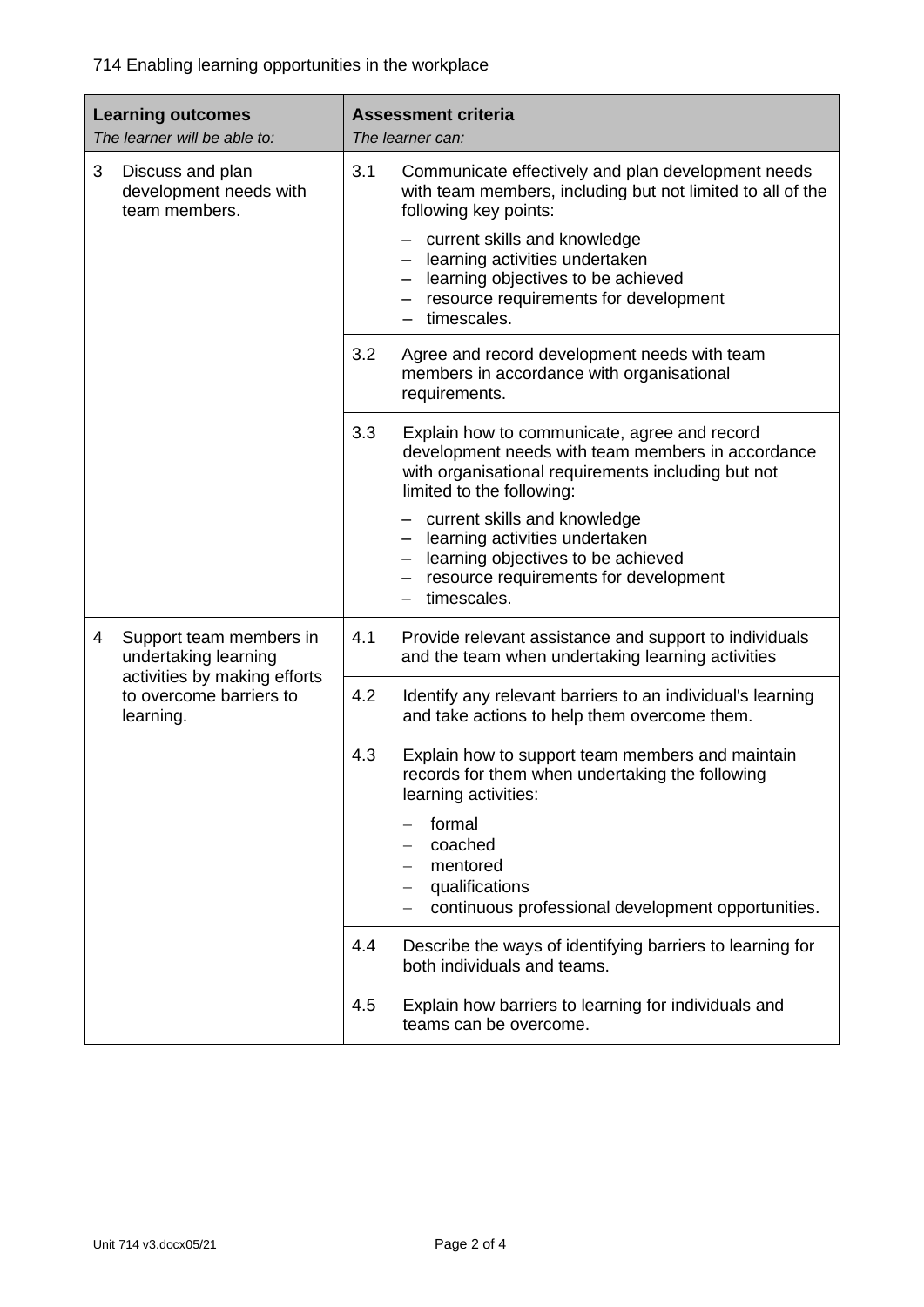714 Enabling learning opportunities in the workplace

| **Learning outcomes**<br>*The learner will be able to:* | **Assessment criteria**<br>*The learner can:* |
|---|---|
| 3 Discuss and plan development needs with team members. | 3.1 Communicate effectively and plan development needs with team members, including but not limited to all of the following key points:<br>– current skills and knowledge<br>– learning activities undertaken<br>– learning objectives to be achieved<br>– resource requirements for development<br>– timescales. |
| | 3.2 Agree and record development needs with team members in accordance with organisational requirements. |
| | 3.3 Explain how to communicate, agree and record development needs with team members in accordance with organisational requirements including but not limited to the following:<br>– current skills and knowledge<br>– learning activities undertaken<br>– learning objectives to be achieved<br>– resource requirements for development<br>– timescales. |
| 4 Support team members in undertaking learning activities by making efforts to overcome barriers to learning. | 4.1 Provide relevant assistance and support to individuals and the team when undertaking learning activities |
| | 4.2 Identify any relevant barriers to an individual's learning and take actions to help them overcome them. |
| | 4.3 Explain how to support team members and maintain records for them when undertaking the following learning activities:<br>– formal<br>– coached<br>– mentored<br>– qualifications<br>– continuous professional development opportunities. |
| | 4.4 Describe the ways of identifying barriers to learning for both individuals and teams. |
| | 4.5 Explain how barriers to learning for individuals and teams can be overcome. |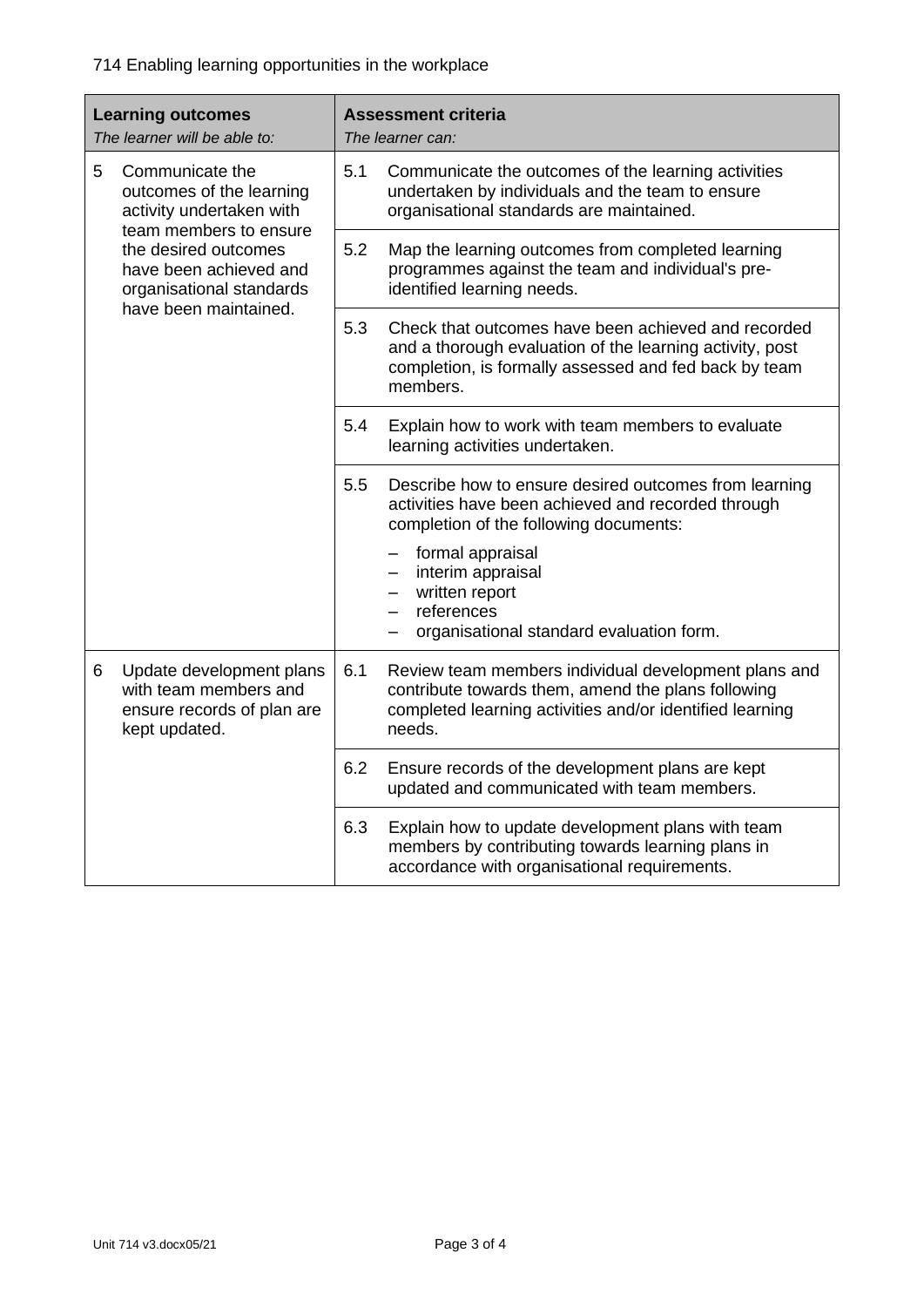714 Enabling learning opportunities in the workplace

| **Learning outcomes**<br>*The learner will be able to:* | **Assessment criteria**<br>*The learner can:* |
|---|---|
| 5 Communicate the outcomes of the learning activity undertaken with team members to ensure the desired outcomes have been achieved and organisational standards have been maintained. | 5.1 Communicate the outcomes of the learning activities undertaken by individuals and the team to ensure organisational standards are maintained. |
| | 5.2 Map the learning outcomes from completed learning programmes against the team and individual's pre-identified learning needs. |
| | 5.3 Check that outcomes have been achieved and recorded and a thorough evaluation of the learning activity, post completion, is formally assessed and fed back by team members. |
| | 5.4 Explain how to work with team members to evaluate learning activities undertaken. |
| | 5.5 Describe how to ensure desired outcomes from learning activities have been achieved and recorded through completion of the following documents:<br>– formal appraisal<br>– interim appraisal<br>– written report<br>– references<br>– organisational standard evaluation form. |
| 6 Update development plans with team members and ensure records of plan are kept updated. | 6.1 Review team members individual development plans and contribute towards them, amend the plans following completed learning activities and/or identified learning needs. |
| | 6.2 Ensure records of the development plans are kept updated and communicated with team members. |
| | 6.3 Explain how to update development plans with team members by contributing towards learning plans in accordance with organisational requirements. |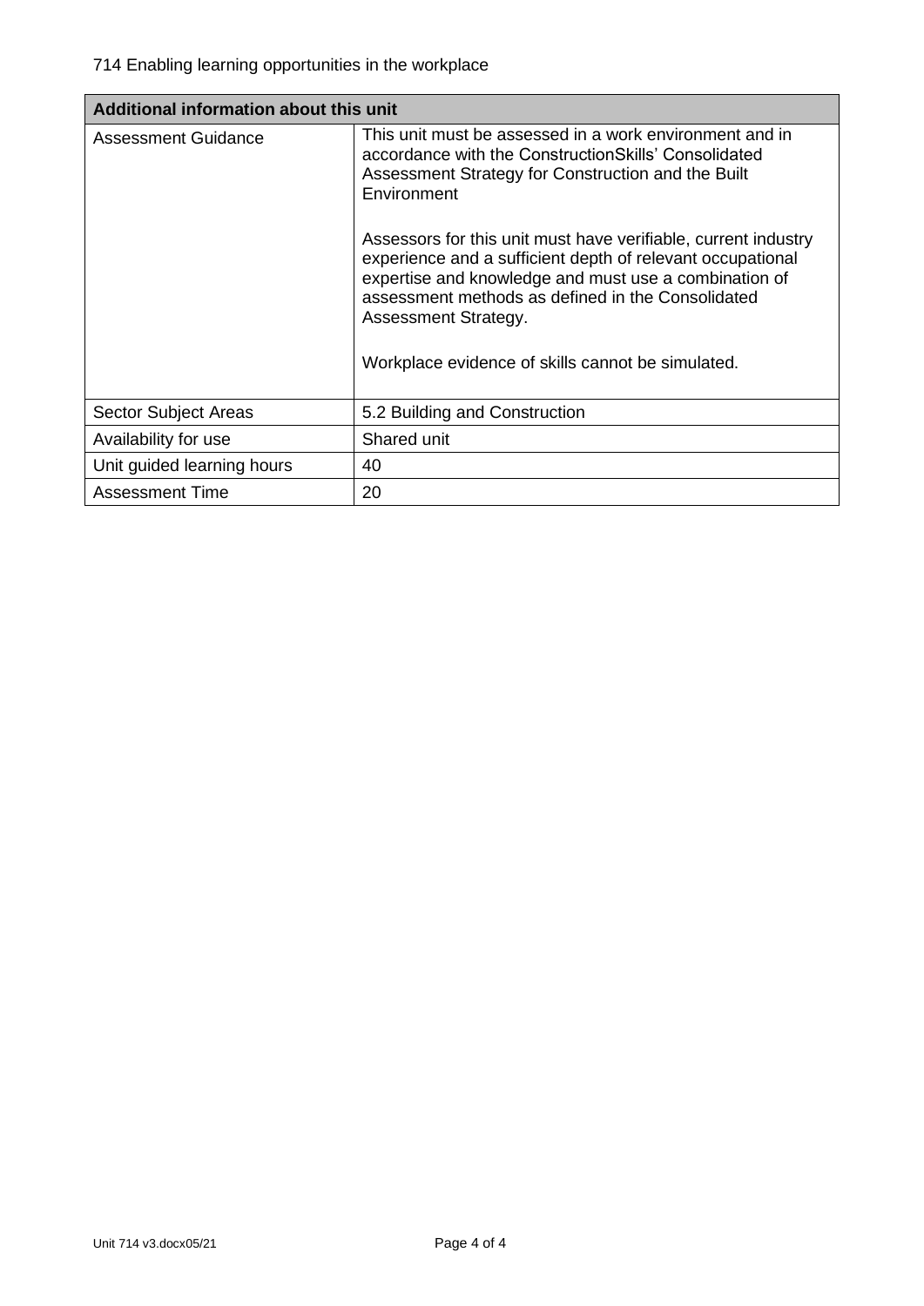| Additional information about this unit | |
|---|---|
| Assessment Guidance | This unit must be assessed in a work environment and in accordance with the ConstructionSkills' Consolidated Assessment Strategy for Construction and the Built Environment<br><br>Assessors for this unit must have verifiable, current industry experience and a sufficient depth of relevant occupational expertise and knowledge and must use a combination of assessment methods as defined in the Consolidated Assessment Strategy.<br><br>Workplace evidence of skills cannot be simulated. |
| Sector Subject Areas | 5.2 Building and Construction |
| Availability for use | Shared unit |
| Unit guided learning hours | 40 |
| Assessment Time | 20 |